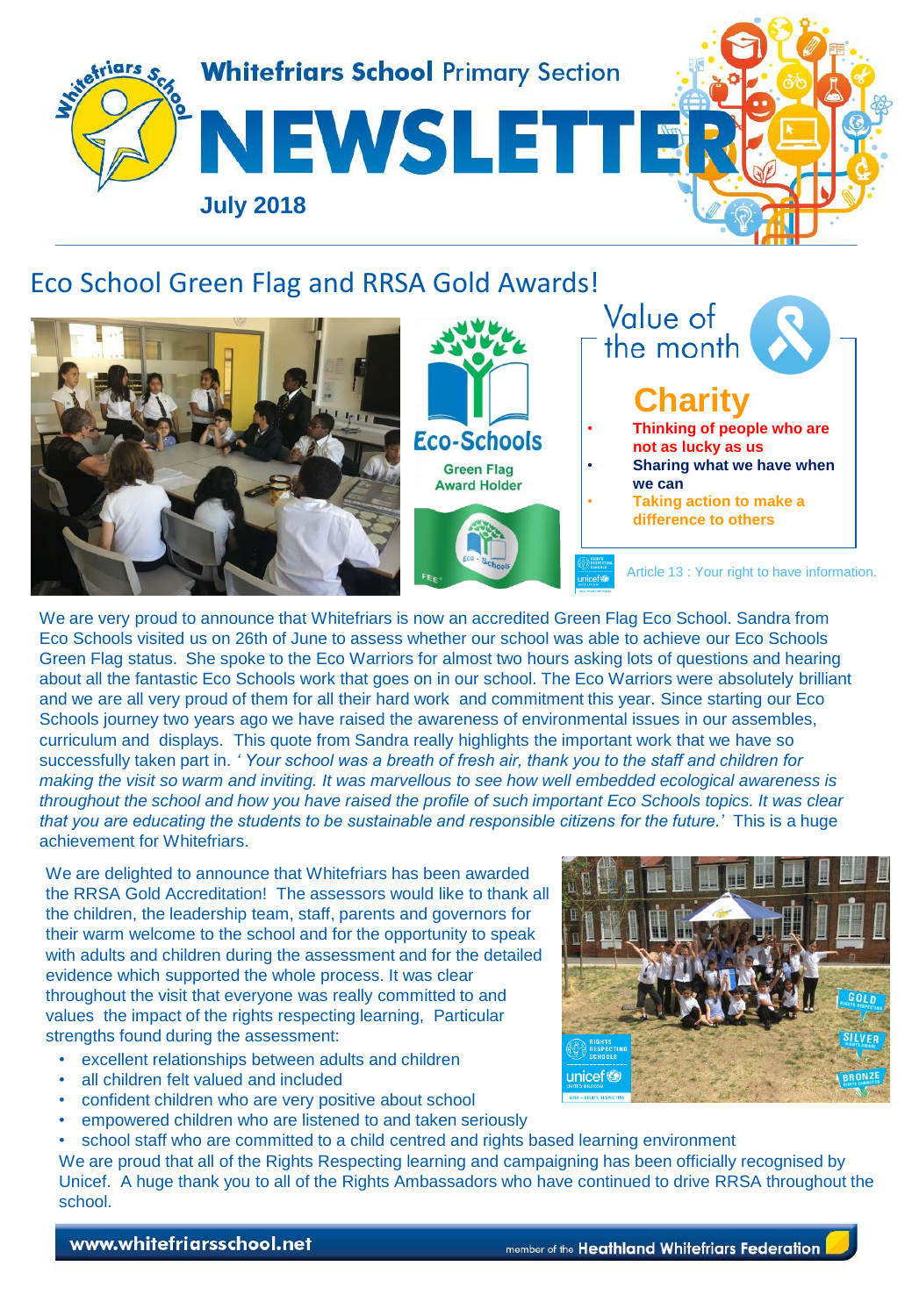Whitefriars School Primary Section

# NEWSLETTER

**July 2018**

## Eco School Green Flag and RRSA Gold Awards!

Eco-Schools

Green Flag Award Holder

### Value of the month

## Charity

- **Thinking of people who are not as lucky as us**
- **Sharing what we have when we can**
- **Taking action to make a difference to others**

Article 13 : Your right to have information.

We are very proud to announce that Whitefriars is now an accredited Green Flag Eco School. Sandra from Eco Schools visited us on 26th of June to assess whether our school was able to achieve our Eco Schools Green Flag status. She spoke to the Eco Warriors for almost two hours asking lots of questions and hearing about all the fantastic Eco Schools work that goes on in our school. The Eco Warriors were absolutely brilliant and we are all very proud of them for all their hard work and commitment this year. Since starting our Eco Schools journey two years ago we have raised the awareness of environmental issues in our assemblies, curriculum and displays. This quote from Sandra really highlights the important work that we have so successfully taken part in. *' Your school was a breath of fresh air, thank you to the staff and children for making the visit so warm and inviting. It was marvellous to see how well embedded ecological awareness is throughout the school and how you have raised the profile of such important Eco Schools topics. It was clear that you are educating the students to be sustainable and responsible citizens for the future.'* This is a huge achievement for Whitefriars.

We are delighted to announce that Whitefriars has been awarded the RRSA Gold Accreditation! The assessors would like to thank all the children, the leadership team, staff, parents and governors for their warm welcome to the school and for the opportunity to speak with adults and children during the assessment and for the detailed evidence which supported the whole process. It was clear throughout the visit that everyone was really committed to and values the impact of the rights respecting learning, Particular strengths found during the assessment:

- excellent relationships between adults and children
- all children felt valued and included
- confident children who are very positive about school
- empowered children who are listened to and taken seriously
- school staff who are committed to a child centred and rights based learning environment

We are proud that all of the Rights Respecting learning and campaigning has been officially recognised by Unicef. A huge thank you to all of the Rights Ambassadors who have continued to drive RRSA throughout the school.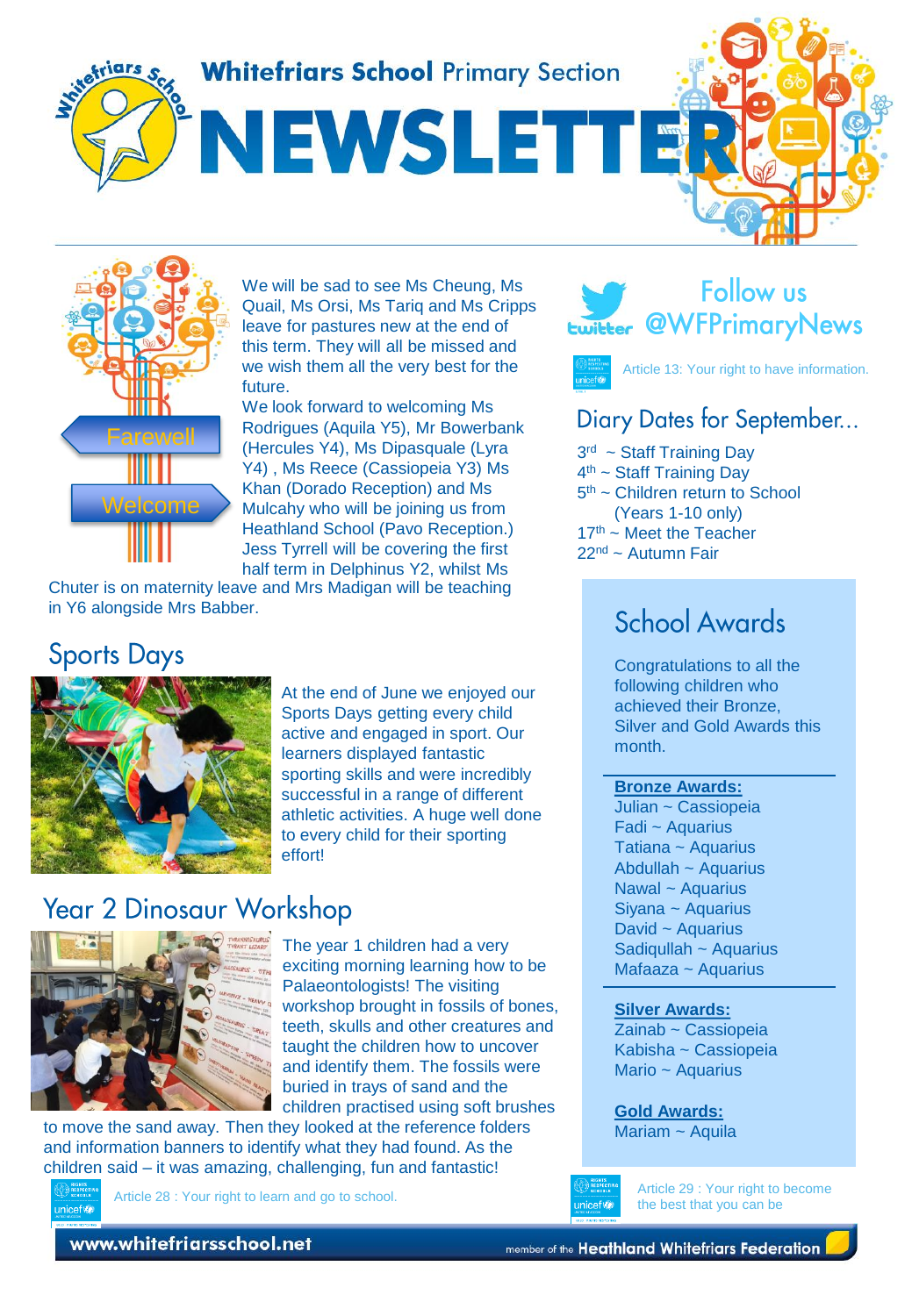# Whitefriars School Primary Section NEWSLETTER

Farewell

Welcome

We will be sad to see Ms Cheung, Ms Quail, Ms Orsi, Ms Tariq and Ms Cripps leave for pastures new at the end of this term. They will all be missed and we wish them all the very best for the future.

We look forward to welcoming Ms Rodrigues (Aquila Y5), Mr Bowerbank (Hercules Y4), Ms Dipasquale (Lyra Y4) , Ms Reece (Cassiopeia Y3) Ms Khan (Dorado Reception) and Ms Mulcahy who will be joining us from Heathland School (Pavo Reception.) Jess Tyrrell will be covering the first half term in Delphinus Y2, whilst Ms Chuter is on maternity leave and Mrs Madigan will be teaching in Y6 alongside Mrs Babber.

## Sports Days

At the end of June we enjoyed our Sports Days getting every child active and engaged in sport. Our learners displayed fantastic sporting skills and were incredibly successful in a range of different athletic activities. A huge well done to every child for their sporting effort!

## Year 2 Dinosaur Workshop

The year 1 children had a very exciting morning learning how to be Palaeontologists! The visiting workshop brought in fossils of bones, teeth, skulls and other creatures and taught the children how to uncover and identify them. The fossils were buried in trays of sand and the children practised using soft brushes to move the sand away. Then they looked at the reference folders and information banners to identify what they had found. As the children said – it was amazing, challenging, fun and fantastic!

Article 28 : Your right to learn and go to school.

Follow us @WFPrimaryNews

Article 13: Your right to have information.

## Diary Dates for September...

3rd ~ Staff Training Day
4th ~ Staff Training Day
5th ~ Children return to School (Years 1-10 only)
17th ~ Meet the Teacher
22nd ~ Autumn Fair

## School Awards

Congratulations to all the following children who achieved their Bronze, Silver and Gold Awards this month.

**Bronze Awards:**
Julian ~ Cassiopeia
Fadi ~ Aquarius
Tatiana ~ Aquarius
Abdullah ~ Aquarius
Nawal ~ Aquarius
Siyana ~ Aquarius
David ~ Aquarius
Sadiqullah ~ Aquarius
Mafaaza ~ Aquarius

**Silver Awards:**
Zainab ~ Cassiopeia
Kabisha ~ Cassiopeia
Mario ~ Aquarius

**Gold Awards:**
Mariam ~ Aquila

Article 29 : Your right to become the best that you can be

www.whitefriarsschool.net

member of the Heathland Whitefriars Federation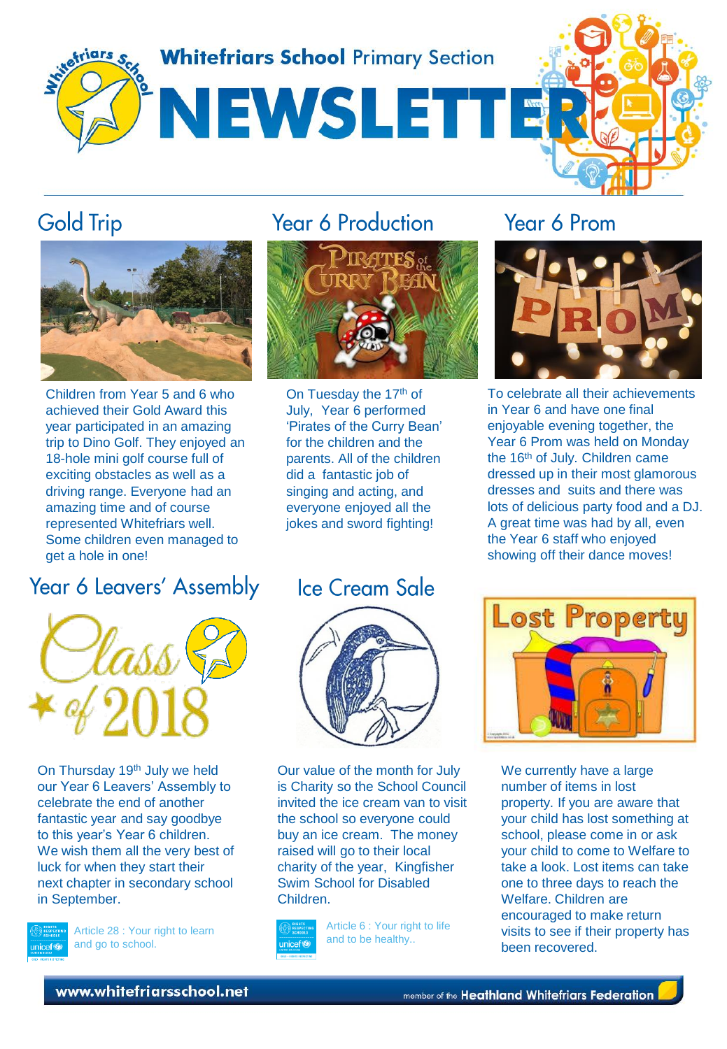# Whitefriars School Primary Section NEWSLETTER

## Gold Trip

Children from Year 5 and 6 who achieved their Gold Award this year participated in an amazing trip to Dino Golf. They enjoyed an 18-hole mini golf course full of exciting obstacles as well as a driving range. Everyone had an amazing time and of course represented Whitefriars well. Some children even managed to get a hole in one!

## Year 6 Production

On Tuesday the 17th of July, Year 6 performed 'Pirates of the Curry Bean' for the children and the parents. All of the children did a fantastic job of singing and acting, and everyone enjoyed all the jokes and sword fighting!

## Year 6 Prom

To celebrate all their achievements in Year 6 and have one final enjoyable evening together, the Year 6 Prom was held on Monday the 16th of July. Children came dressed up in their most glamorous dresses and suits and there was lots of delicious party food and a DJ. A great time was had by all, even the Year 6 staff who enjoyed showing off their dance moves!

## Year 6 Leavers' Assembly

On Thursday 19th July we held our Year 6 Leavers' Assembly to celebrate the end of another fantastic year and say goodbye to this year's Year 6 children. We wish them all the very best of luck for when they start their next chapter in secondary school in September.

Article 28 : Your right to learn and go to school.

## Ice Cream Sale

Our value of the month for July is Charity so the School Council invited the ice cream van to visit the school so everyone could buy an ice cream. The money raised will go to their local charity of the year, Kingfisher Swim School for Disabled Children.

Article 6 : Your right to life and to be healthy..

## Lost Property

We currently have a large number of items in lost property. If you are aware that your child has lost something at school, please come in or ask your child to come to Welfare to take a look. Lost items can take one to three days to reach the Welfare. Children are encouraged to make return visits to see if their property has been recovered.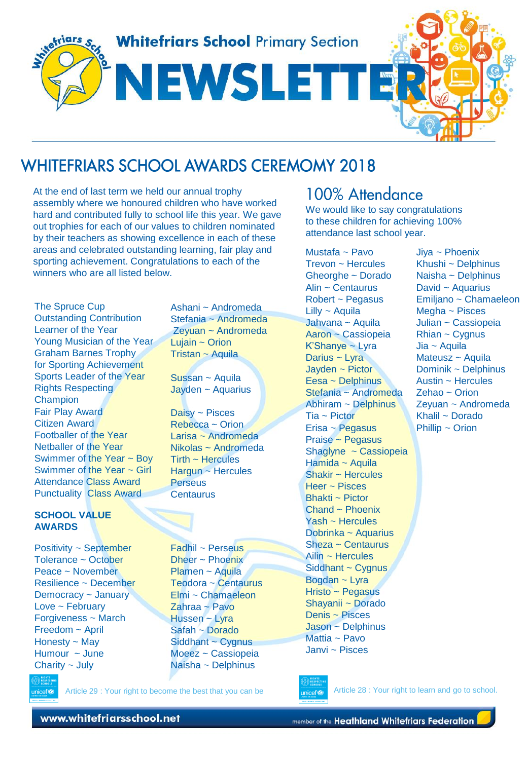Whitefriars School Primary Section

# NEWSLETTER

## WHITEFRIARS SCHOOL AWARDS CEREMOMY 2018

At the end of last term we held our annual trophy assembly where we honoured children who have worked hard and contributed fully to school life this year. We gave out trophies for each of our values to children nominated by their teachers as showing excellence in each of these areas and celebrated outstanding learning, fair play and sporting achievement. Congratulations to each of the winners who are all listed below.

| Award | Winner |
| --- | --- |
| The Spruce Cup | Ashani ~ Andromeda |
| Outstanding Contribution | Stefania ~ Andromeda |
| Learner of the Year | Zeyuan ~ Andromeda |
| Young Musician of the Year | Lujain ~ Orion |
| Graham Barnes Trophy for Sporting Achievement | Tristan ~ Aquila |
| Sports Leader of the Year | Sussan ~ Aquila |
| Rights Respecting Champion | Jayden ~ Aquarius |
| Fair Play Award | Daisy ~ Pisces |
| Citizen Award | Rebecca ~ Orion |
| Footballer of the Year | Larisa ~ Andromeda |
| Netballer of the Year | Nikolas ~ Andromeda |
| Swimmer of the Year ~ Boy | Tirth ~ Hercules |
| Swimmer of the Year ~ Girl | Hargun ~ Hercules |
| Attendance Class Award | Perseus |
| Punctuality Class Award | Centaurus |

**SCHOOL VALUE AWARDS**

| Value | Winner |
| --- | --- |
| Positivity ~ September | Fadhil ~ Perseus |
| Tolerance ~ October | Dheer ~ Phoenix |
| Peace ~ November | Plamen ~ Aquila |
| Resilience ~ December | Teodora ~ Centaurus |
| Democracy ~ January | Elmi ~ Chamaeleon |
| Love ~ February | Zahraa ~ Pavo |
| Forgiveness ~ March | Hussen ~ Lyra |
| Freedom ~ April | Safah ~ Dorado |
| Honesty ~ May | Siddhant ~ Cygnus |
| Humour ~ June | Moeez ~ Cassiopeia |
| Charity ~ July | Naisha ~ Delphinus |

Article 29 : Your right to become the best that you can be

## 100% Attendance

We would like to say congratulations to these children for achieving 100% attendance last school year.

Mustafa ~ Pavo
Trevon ~ Hercules
Gheorghe ~ Dorado
Alin ~ Centaurus
Robert ~ Pegasus
Lilly ~ Aquila
Jahvana ~ Aquila
Aaron ~ Cassiopeia
K'Shanye ~ Lyra
Darius ~ Lyra
Jayden ~ Pictor
Eesa ~ Delphinus
Stefania ~ Andromeda
Abhiram ~ Delphinus
Tia ~ Pictor
Erisa ~ Pegasus
Praise ~ Pegasus
Shaglyne ~ Cassiopeia
Hamida ~ Aquila
Shakir ~ Hercules
Heer ~ Pisces
Bhakti ~ Pictor
Chand ~ Phoenix
Yash ~ Hercules
Dobrinka ~ Aquarius
Sheza ~ Centaurus
Ailin ~ Hercules
Siddhant ~ Cygnus
Bogdan ~ Lyra
Hristo ~ Pegasus
Shayanii ~ Dorado
Denis ~ Pisces
Jason ~ Delphinus
Mattia ~ Pavo
Janvi ~ Pisces
Jiya ~ Phoenix
Khushi ~ Delphinus
Naisha ~ Delphinus
David ~ Aquarius
Emiljano ~ Chamaeleon
Megha ~ Pisces
Julian ~ Cassiopeia
Rhian ~ Cygnus
Jia ~ Aquila
Mateusz ~ Aquila
Dominik ~ Delphinus
Austin ~ Hercules
Zehao ~ Orion
Zeyuan ~ Andromeda
Khalil ~ Dorado
Phillip ~ Orion

Article 28 : Your right to learn and go to school.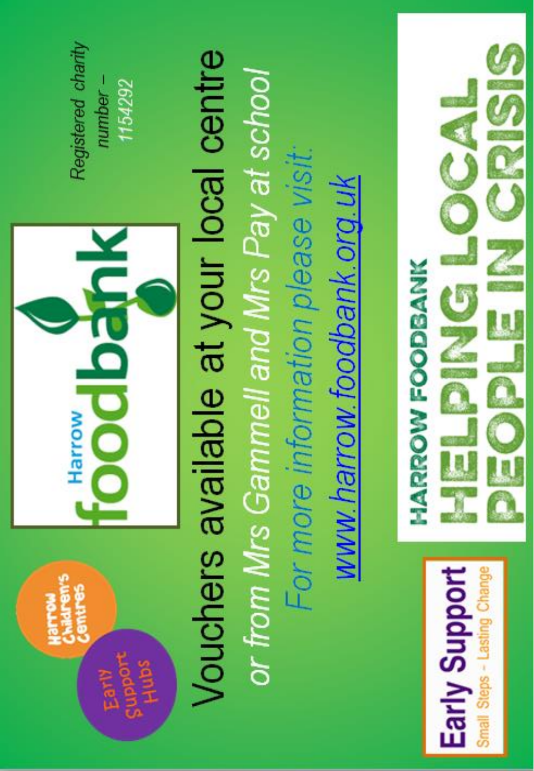Harrow Children's Centres

Early Support Hubs

Harrow foodbank

*Registered charity number – 1154292*

# Vouchers available at your local centre

*or from Mrs Gammell and Mrs Pay at school*

*For more information please visit:*

*www.harrow.foodbank.org.uk*

**Early Support**
Small Steps - Lasting Change

**HARROW FOODBANK**

**HELPING LOCAL PEOPLE IN CRISIS**